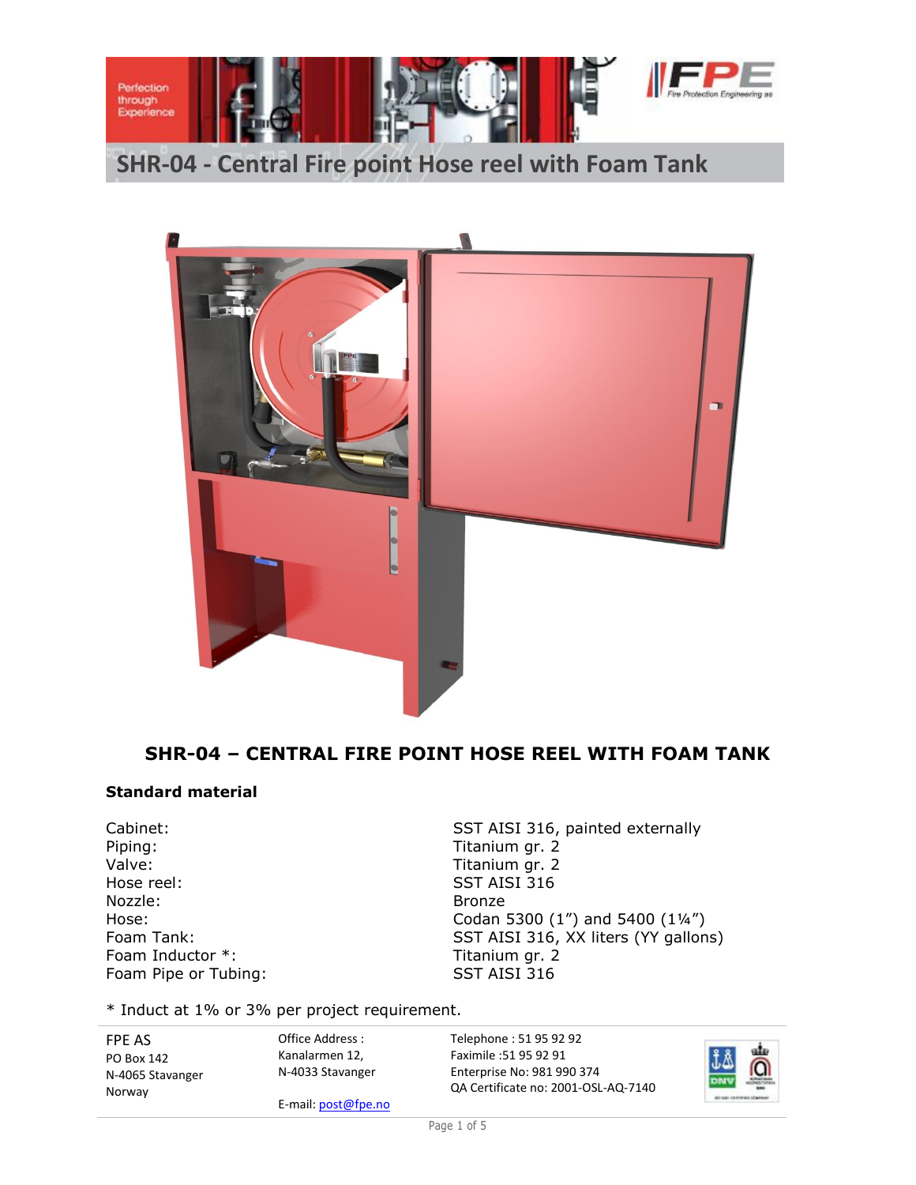# SHR-04 - Central Fire point Hose reel with Foam Tank

## SHR-04 – CENTRAL FIRE POINT HOSE REEL WITH FOAM TANK

### Standard material

| | |
|---|---|
| Cabinet: | SST AISI 316, painted externally |
| Piping: | Titanium gr. 2 |
| Valve: | Titanium gr. 2 |
| Hose reel: | SST AISI 316 |
| Nozzle: | Bronze |
| Hose: | Codan 5300 (1”) and 5400 (1¼”) |
| Foam Tank: | SST AISI 316, XX liters (YY gallons) |
| Foam Inductor *: | Titanium gr. 2 |
| Foam Pipe or Tubing: | SST AISI 316 |

* Induct at 1% or 3% per project requirement.

FPE AS
PO Box 142
N-4065 Stavanger
Norway

Office Address :
Kanalarmen 12,
N-4033 Stavanger

E-mail: post@fpe.no

Telephone : 51 95 92 92
Faximile :51 95 92 91
Enterprise No: 981 990 374
QA Certificate no: 2001-OSL-AQ-7140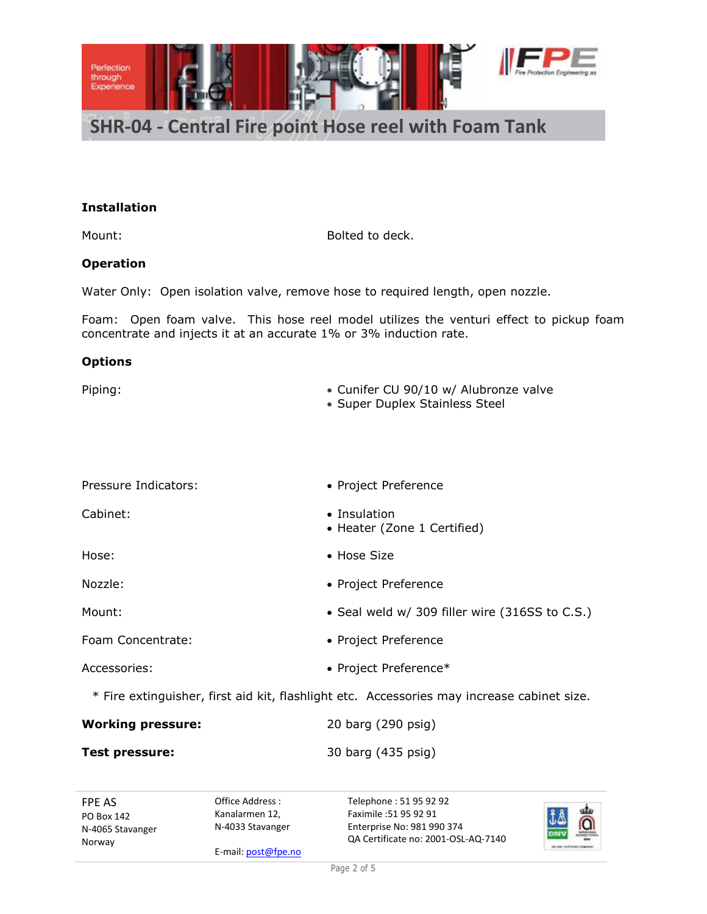## SHR-04 - Central Fire point Hose reel with Foam Tank

### Installation

| | |
|---|---|
| Mount: | Bolted to deck. |

### Operation

Water Only: Open isolation valve, remove hose to required length, open nozzle.

Foam: Open foam valve. This hose reel model utilizes the venturi effect to pickup foam concentrate and injects it at an accurate 1% or 3% induction rate.

### Options

| | |
|---|---|
| Piping: | • Cunifer CU 90/10 w/ Alubronze valve<br>• Super Duplex Stainless Steel |
| Pressure Indicators: | • Project Preference |
| Cabinet: | • Insulation<br>• Heater (Zone 1 Certified) |
| Hose: | • Hose Size |
| Nozzle: | • Project Preference |
| Mount: | • Seal weld w/ 309 filler wire (316SS to C.S.) |
| Foam Concentrate: | • Project Preference |
| Accessories: | • Project Preference* |

\* Fire extinguisher, first aid kit, flashlight etc. Accessories may increase cabinet size.

| | |
|---|---|
| **Working pressure:** | 20 barg (290 psig) |
| **Test pressure:** | 30 barg (435 psig) |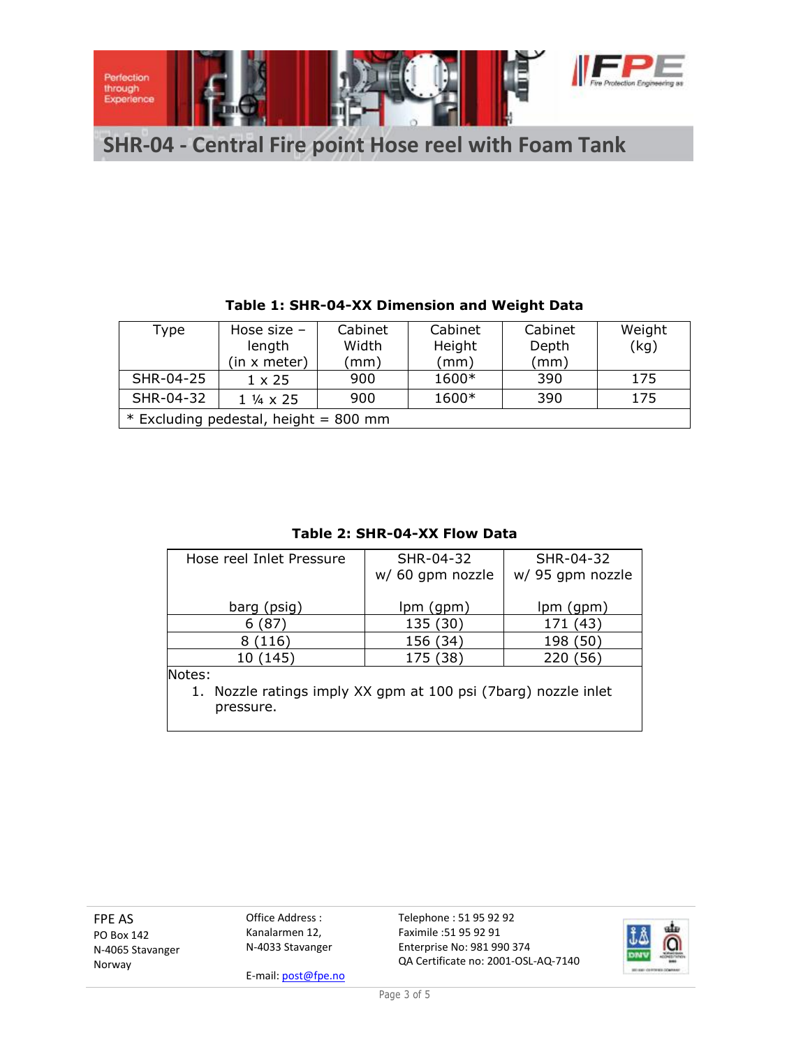# SHR-04 - Central Fire point Hose reel with Foam Tank

**Table 1: SHR-04-XX Dimension and Weight Data**

| Type | Hose size – length (in x meter) | Cabinet Width (mm) | Cabinet Height (mm) | Cabinet Depth (mm) | Weight (kg) |
|---|---|---|---|---|---|
| SHR-04-25 | 1 x 25 | 900 | 1600* | 390 | 175 |
| SHR-04-32 | 1 ¼ x 25 | 900 | 1600* | 390 | 175 |
| * Excluding pedestal, height = 800 mm | | | | | |

**Table 2: SHR-04-XX Flow Data**

| Hose reel Inlet Pressure barg (psig) | SHR-04-32 w/ 60 gpm nozzle lpm (gpm) | SHR-04-32 w/ 95 gpm nozzle lpm (gpm) |
|---|---|---|
| 6 (87) | 135 (30) | 171 (43) |
| 8 (116) | 156 (34) | 198 (50) |
| 10 (145) | 175 (38) | 220 (56) |

Notes:

1. Nozzle ratings imply XX gpm at 100 psi (7barg) nozzle inlet pressure.

FPE AS
PO Box 142
N-4065 Stavanger
Norway

Office Address :
Kanalarmen 12,
N-4033 Stavanger

E-mail: post@fpe.no

Telephone : 51 95 92 92
Faximile :51 95 92 91
Enterprise No: 981 990 374
QA Certificate no: 2001-OSL-AQ-7140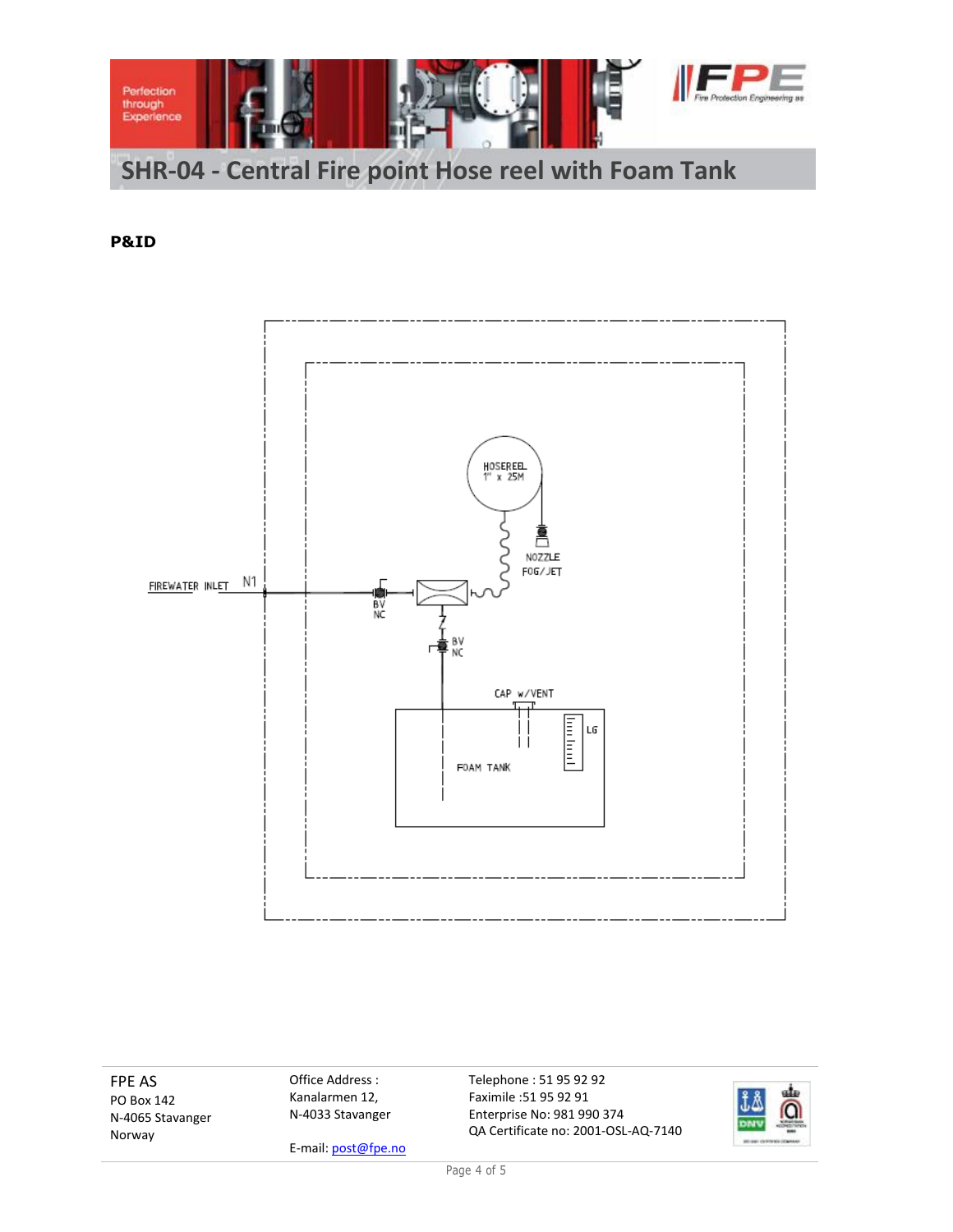# SHR-04 - Central Fire point Hose reel with Foam Tank

**P&ID**

FIREWATER INLET N1

BV NC

HOSEREEL 1" x 25M

NOZZLE FOG/JET

BV NC

CAP w/VENT

LG

FOAM TANK

FPE AS
PO Box 142
N-4065 Stavanger
Norway

Office Address :
Kanalarmen 12,
N-4033 Stavanger

E-mail: post@fpe.no

Telephone : 51 95 92 92
Faximile :51 95 92 91
Enterprise No: 981 990 374
QA Certificate no: 2001-OSL-AQ-7140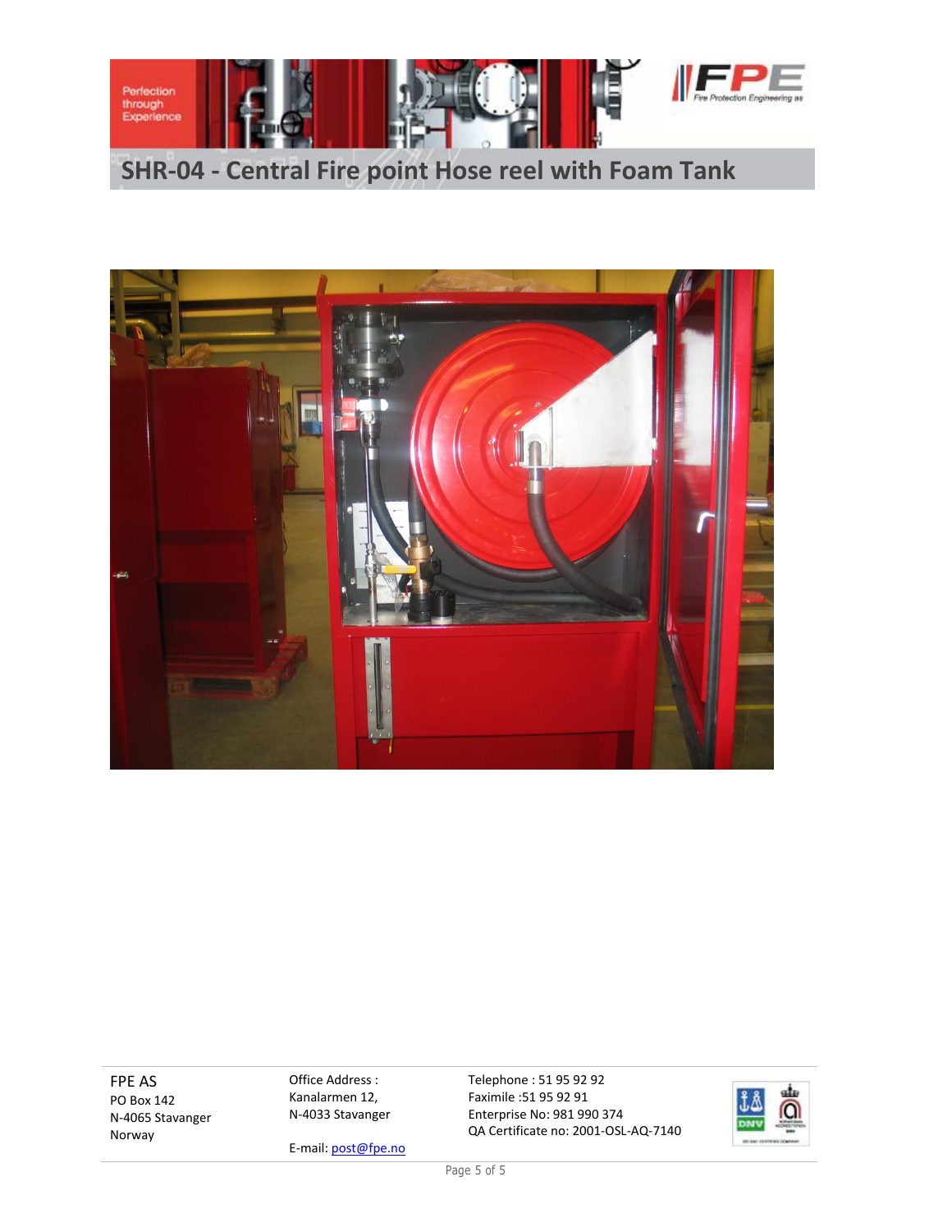# SHR-04 - Central Fire point Hose reel with Foam Tank

FPE AS
PO Box 142
N-4065 Stavanger
Norway

Office Address :
Kanalarmen 12,
N-4033 Stavanger

E-mail: post@fpe.no

Telephone : 51 95 92 92
Faximile :51 95 92 91
Enterprise No: 981 990 374
QA Certificate no: 2001-OSL-AQ-7140